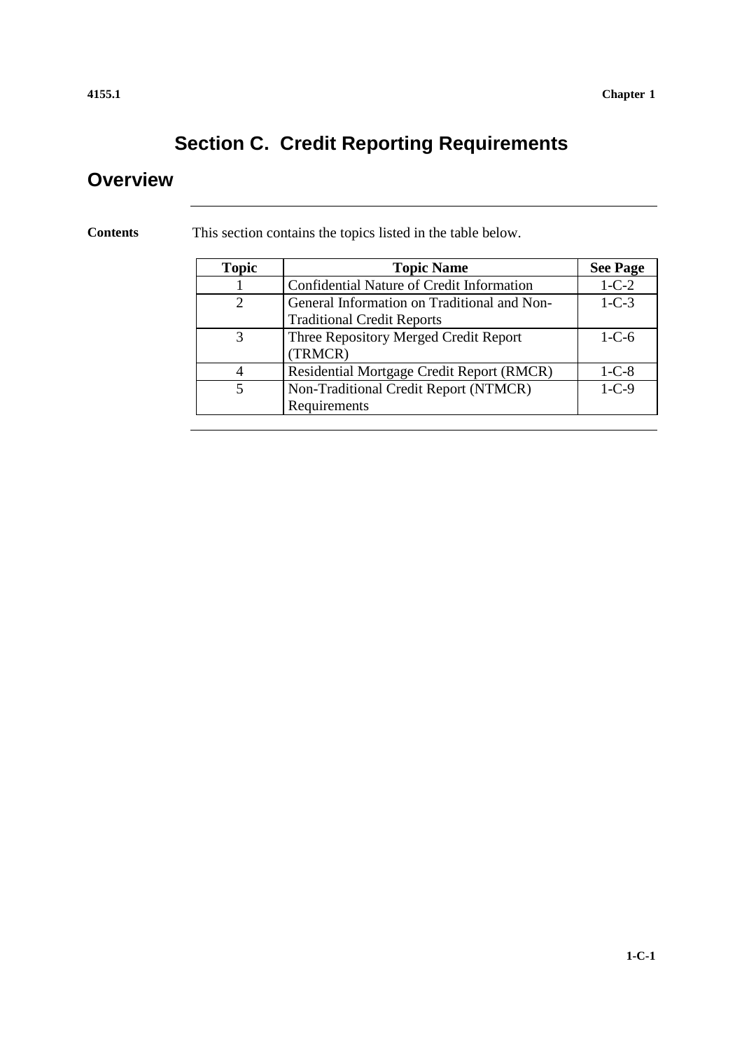# Section C. Credit Reporting Requirements

## Overview

**Contents**

This section contains the topics listed in the table below.

| Topic | Topic Name | See Page |
|---|---|---|
| 1 | Confidential Nature of Credit Information | 1-C-2 |
| 2 | General Information on Traditional and Non-Traditional Credit Reports | 1-C-3 |
| 3 | Three Repository Merged Credit Report (TRMCR) | 1-C-6 |
| 4 | Residential Mortgage Credit Report (RMCR) | 1-C-8 |
| 5 | Non-Traditional Credit Report (NTMCR) Requirements | 1-C-9 |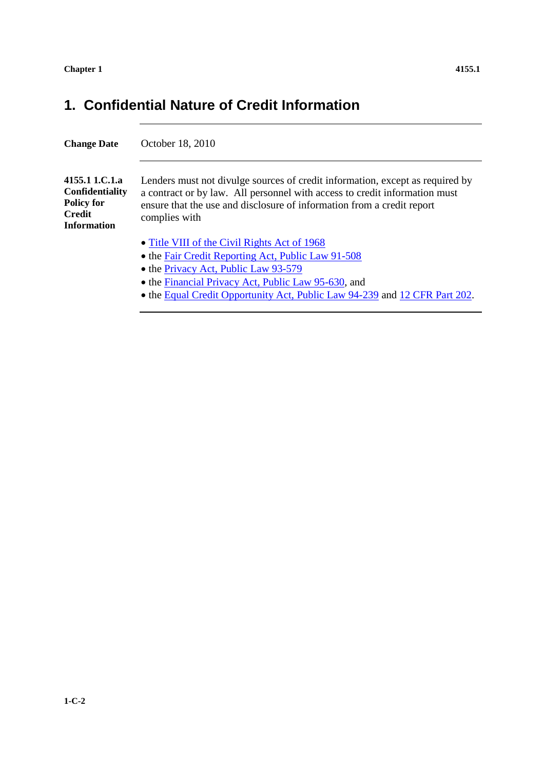# 1. Confidential Nature of Credit Information

| | |
|---|---|
| **Change Date** | October 18, 2010 |

**4155.1 1.C.1.a Confidentiality Policy for Credit Information**

Lenders must not divulge sources of credit information, except as required by a contract or by law. All personnel with access to credit information must ensure that the use and disclosure of information from a credit report complies with

- Title VIII of the Civil Rights Act of 1968
- the Fair Credit Reporting Act, Public Law 91-508
- the Privacy Act, Public Law 93-579
- the Financial Privacy Act, Public Law 95-630, and
- the Equal Credit Opportunity Act, Public Law 94-239 and 12 CFR Part 202.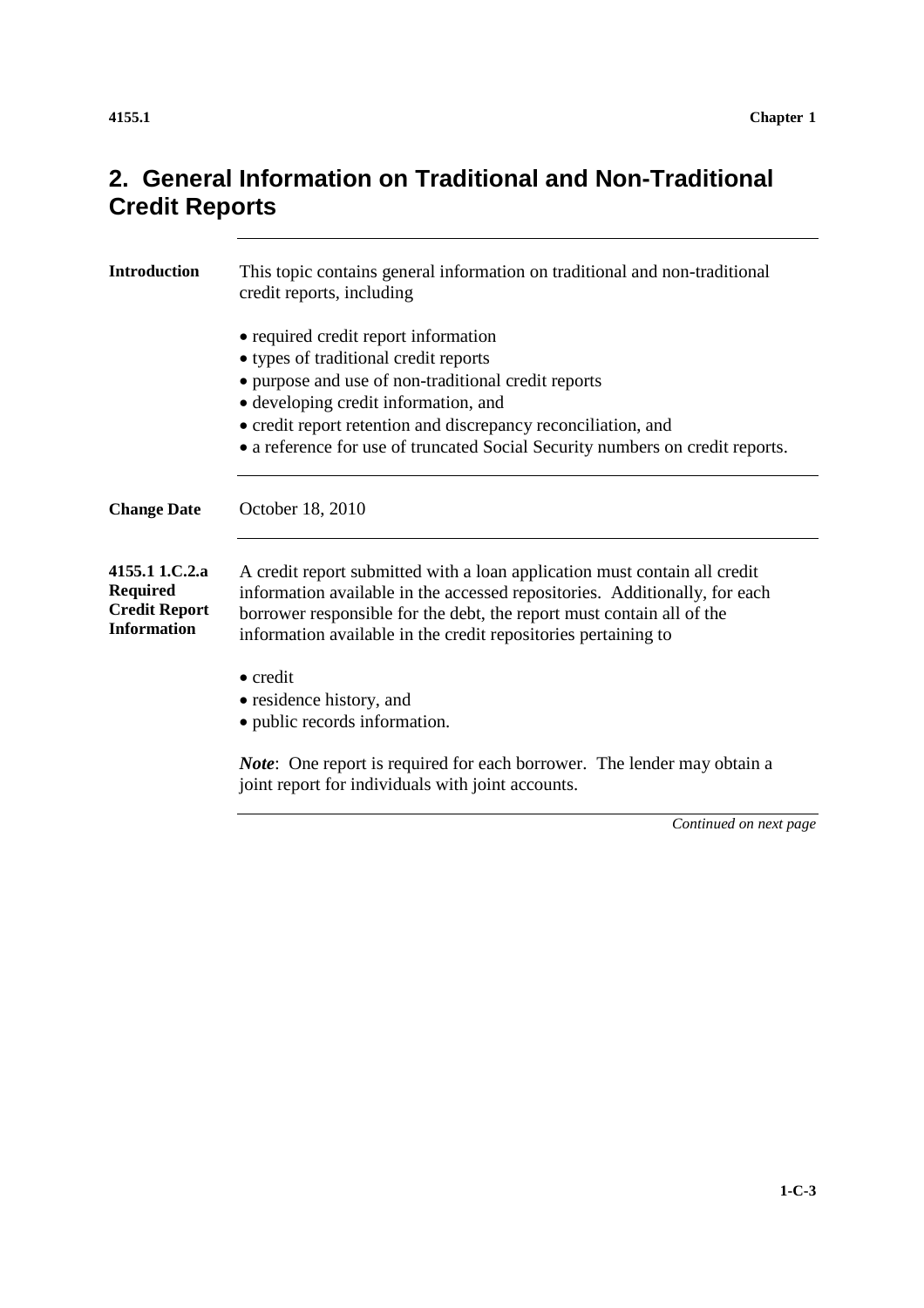## 2. General Information on Traditional and Non-Traditional Credit Reports

**Introduction**

This topic contains general information on traditional and non-traditional credit reports, including

- required credit report information
- types of traditional credit reports
- purpose and use of non-traditional credit reports
- developing credit information, and
- credit report retention and discrepancy reconciliation, and
- a reference for use of truncated Social Security numbers on credit reports.

**Change Date**

October 18, 2010

**4155.1 1.C.2.a Required Credit Report Information**

A credit report submitted with a loan application must contain all credit information available in the accessed repositories. Additionally, for each borrower responsible for the debt, the report must contain all of the information available in the credit repositories pertaining to

- credit
- residence history, and
- public records information.

***Note***: One report is required for each borrower. The lender may obtain a joint report for individuals with joint accounts.

*Continued on next page*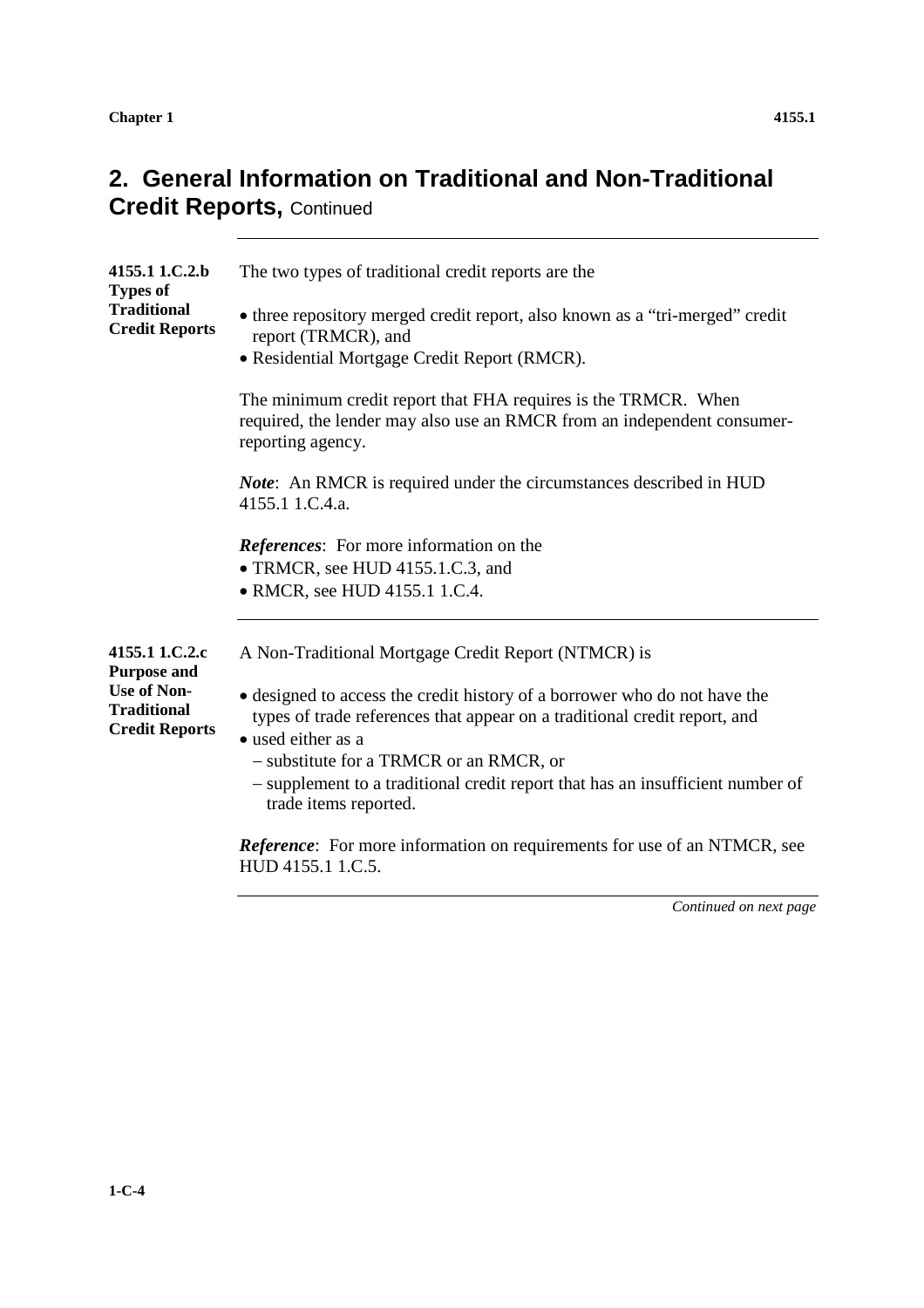## 2. General Information on Traditional and Non-Traditional Credit Reports, Continued

**4155.1 1.C.2.b Types of Traditional Credit Reports**

The two types of traditional credit reports are the

- three repository merged credit report, also known as a “tri-merged” credit report (TRMCR), and
- Residential Mortgage Credit Report (RMCR).

The minimum credit report that FHA requires is the TRMCR. When required, the lender may also use an RMCR from an independent consumer-reporting agency.

***Note***: An RMCR is required under the circumstances described in HUD 4155.1 1.C.4.a.

***References***: For more information on the

- TRMCR, see HUD 4155.1.C.3, and
- RMCR, see HUD 4155.1 1.C.4.

**4155.1 1.C.2.c Purpose and Use of Non-Traditional Credit Reports**

A Non-Traditional Mortgage Credit Report (NTMCR) is

- designed to access the credit history of a borrower who do not have the types of trade references that appear on a traditional credit report, and
- used either as a
  - substitute for a TRMCR or an RMCR, or
  - supplement to a traditional credit report that has an insufficient number of trade items reported.

***Reference***: For more information on requirements for use of an NTMCR, see HUD 4155.1 1.C.5.

*Continued on next page*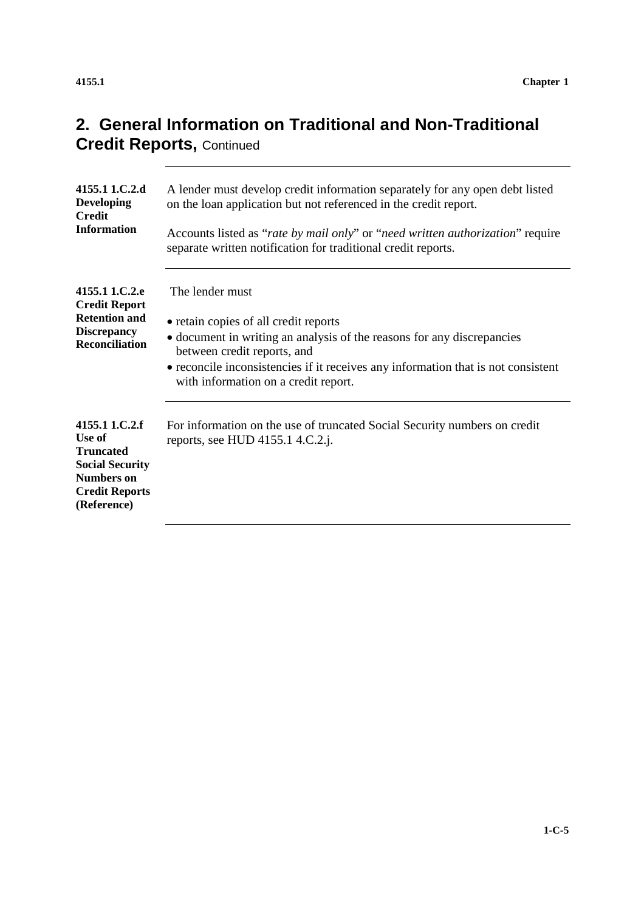## 2. General Information on Traditional and Non-Traditional Credit Reports, Continued

**4155.1 1.C.2.d Developing Credit Information**

A lender must develop credit information separately for any open debt listed on the loan application but not referenced in the credit report.

Accounts listed as "*rate by mail only*" or "*need written authorization*" require separate written notification for traditional credit reports.

**4155.1 1.C.2.e Credit Report Retention and Discrepancy Reconciliation**

The lender must

- retain copies of all credit reports
- document in writing an analysis of the reasons for any discrepancies between credit reports, and
- reconcile inconsistencies if it receives any information that is not consistent with information on a credit report.

**4155.1 1.C.2.f Use of Truncated Social Security Numbers on Credit Reports (Reference)**

For information on the use of truncated Social Security numbers on credit reports, see HUD 4155.1 4.C.2.j.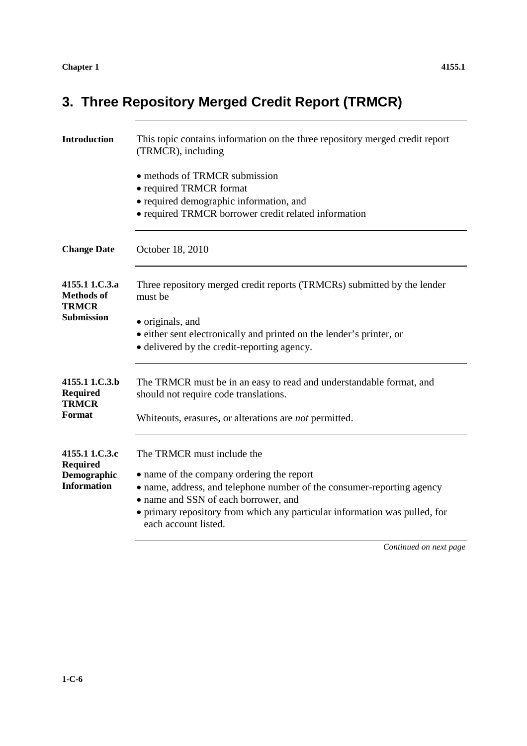# 3. Three Repository Merged Credit Report (TRMCR)

**Introduction**

This topic contains information on the three repository merged credit report (TRMCR), including

- methods of TRMCR submission
- required TRMCR format
- required demographic information, and
- required TRMCR borrower credit related information

**Change Date**

October 18, 2010

**4155.1 1.C.3.a Methods of TRMCR Submission**

Three repository merged credit reports (TRMCRs) submitted by the lender must be

- originals, and
- either sent electronically and printed on the lender's printer, or
- delivered by the credit-reporting agency.

**4155.1 1.C.3.b Required TRMCR Format**

The TRMCR must be in an easy to read and understandable format, and should not require code translations.

Whiteouts, erasures, or alterations are *not* permitted.

**4155.1 1.C.3.c Required Demographic Information**

The TRMCR must include the

- name of the company ordering the report
- name, address, and telephone number of the consumer-reporting agency
- name and SSN of each borrower, and
- primary repository from which any particular information was pulled, for each account listed.

*Continued on next page*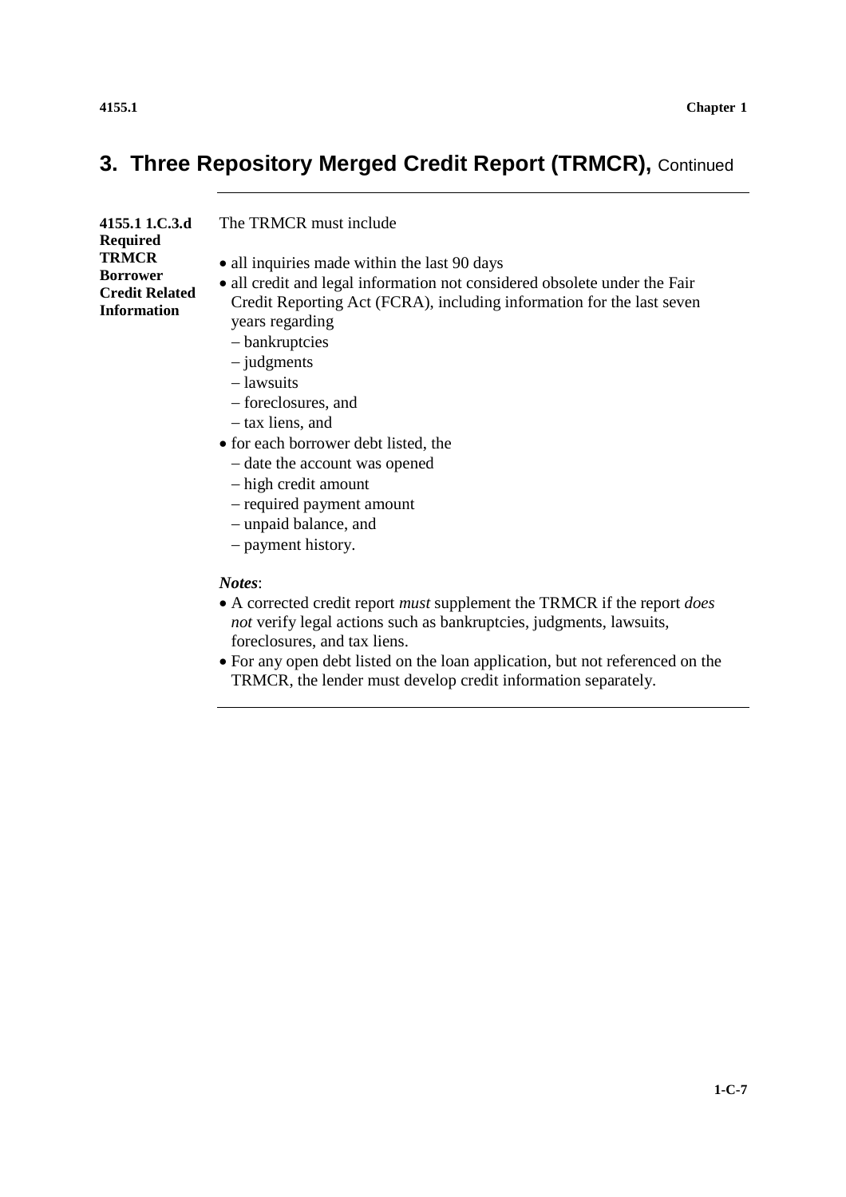## 3. Three Repository Merged Credit Report (TRMCR), Continued

**4155.1 1.C.3.d Required TRMCR Borrower Credit Related Information**

The TRMCR must include

- all inquiries made within the last 90 days
- all credit and legal information not considered obsolete under the Fair Credit Reporting Act (FCRA), including information for the last seven years regarding
  - bankruptcies
  - judgments
  - lawsuits
  - foreclosures, and
  - tax liens, and
- for each borrower debt listed, the
  - date the account was opened
  - high credit amount
  - required payment amount
  - unpaid balance, and
  - payment history.

***Notes***:

- A corrected credit report *must* supplement the TRMCR if the report *does not* verify legal actions such as bankruptcies, judgments, lawsuits, foreclosures, and tax liens.
- For any open debt listed on the loan application, but not referenced on the TRMCR, the lender must develop credit information separately.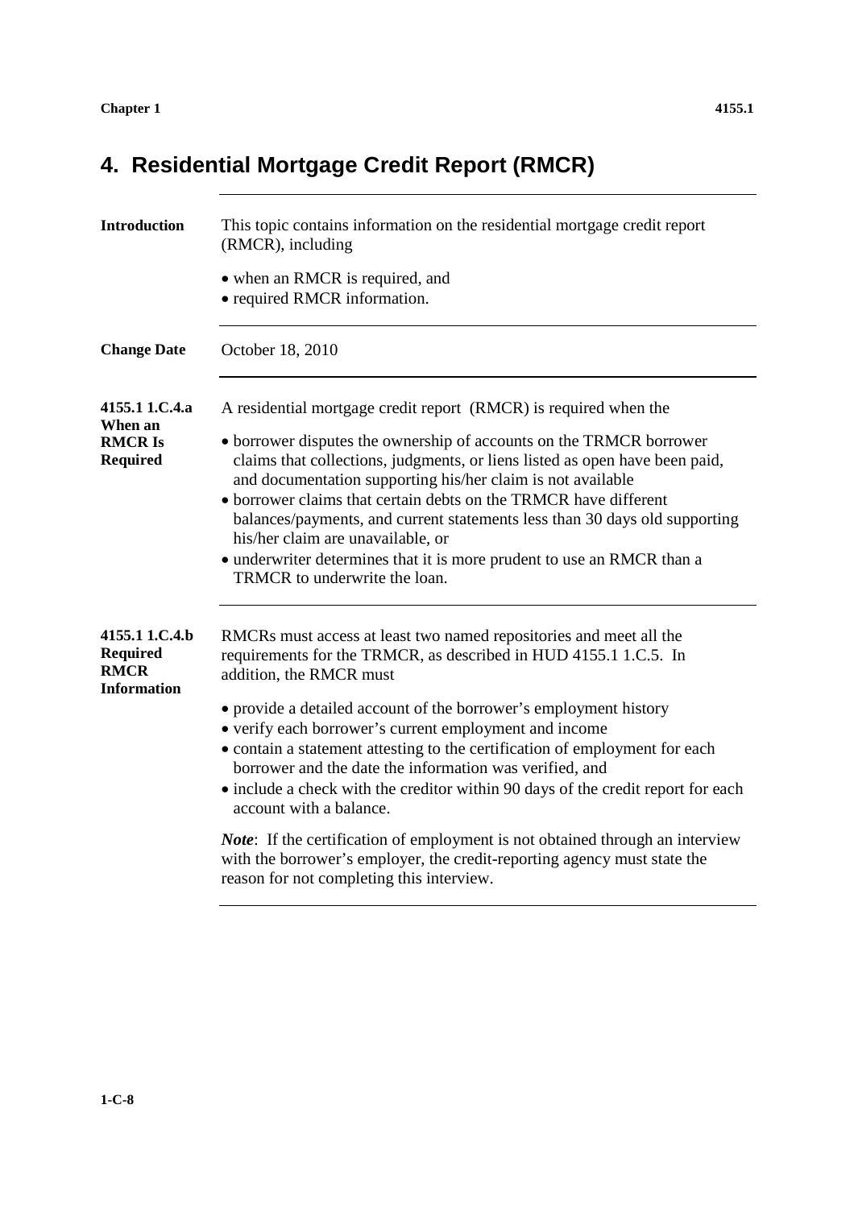# 4. Residential Mortgage Credit Report (RMCR)

**Introduction**

This topic contains information on the residential mortgage credit report (RMCR), including

- when an RMCR is required, and
- required RMCR information.

**Change Date**

October 18, 2010

**4155.1 1.C.4.a When an RMCR Is Required**

A residential mortgage credit report (RMCR) is required when the

- borrower disputes the ownership of accounts on the TRMCR borrower claims that collections, judgments, or liens listed as open have been paid, and documentation supporting his/her claim is not available
- borrower claims that certain debts on the TRMCR have different balances/payments, and current statements less than 30 days old supporting his/her claim are unavailable, or
- underwriter determines that it is more prudent to use an RMCR than a TRMCR to underwrite the loan.

**4155.1 1.C.4.b Required RMCR Information**

RMCRs must access at least two named repositories and meet all the requirements for the TRMCR, as described in HUD 4155.1 1.C.5. In addition, the RMCR must

- provide a detailed account of the borrower's employment history
- verify each borrower's current employment and income
- contain a statement attesting to the certification of employment for each borrower and the date the information was verified, and
- include a check with the creditor within 90 days of the credit report for each account with a balance.

***Note***: If the certification of employment is not obtained through an interview with the borrower's employer, the credit-reporting agency must state the reason for not completing this interview.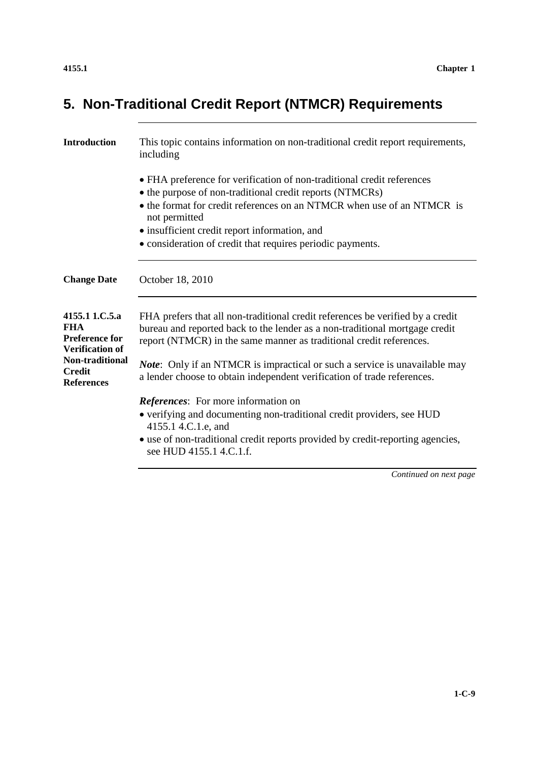## 5. Non-Traditional Credit Report (NTMCR) Requirements

**Introduction**

This topic contains information on non-traditional credit report requirements, including

- FHA preference for verification of non-traditional credit references
- the purpose of non-traditional credit reports (NTMCRs)
- the format for credit references on an NTMCR when use of an NTMCR is not permitted
- insufficient credit report information, and
- consideration of credit that requires periodic payments.

**Change Date**

October 18, 2010

**4155.1 1.C.5.a FHA Preference for Verification of Non-traditional Credit References**

FHA prefers that all non-traditional credit references be verified by a credit bureau and reported back to the lender as a non-traditional mortgage credit report (NTMCR) in the same manner as traditional credit references.

***Note***: Only if an NTMCR is impractical or such a service is unavailable may a lender choose to obtain independent verification of trade references.

***References***: For more information on

- verifying and documenting non-traditional credit providers, see HUD 4155.1 4.C.1.e, and
- use of non-traditional credit reports provided by credit-reporting agencies, see HUD 4155.1 4.C.1.f.

*Continued on next page*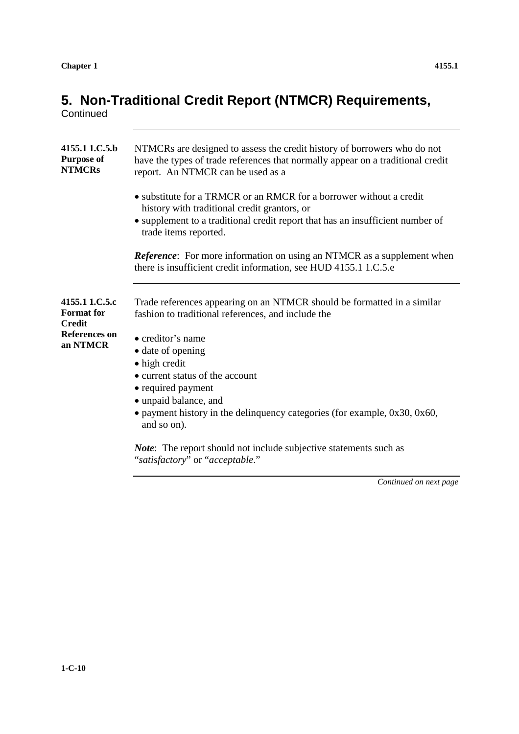## 5. Non-Traditional Credit Report (NTMCR) Requirements, Continued

**4155.1 1.C.5.b Purpose of NTMCRs**

NTMCRs are designed to assess the credit history of borrowers who do not have the types of trade references that normally appear on a traditional credit report. An NTMCR can be used as a

- substitute for a TRMCR or an RMCR for a borrower without a credit history with traditional credit grantors, or
- supplement to a traditional credit report that has an insufficient number of trade items reported.

***Reference***: For more information on using an NTMCR as a supplement when there is insufficient credit information, see HUD 4155.1 1.C.5.e

**4155.1 1.C.5.c Format for Credit References on an NTMCR**

Trade references appearing on an NTMCR should be formatted in a similar fashion to traditional references, and include the

- creditor's name
- date of opening
- high credit
- current status of the account
- required payment
- unpaid balance, and
- payment history in the delinquency categories (for example, 0x30, 0x60, and so on).

***Note***: The report should not include subjective statements such as "*satisfactory*" or "*acceptable*."

*Continued on next page*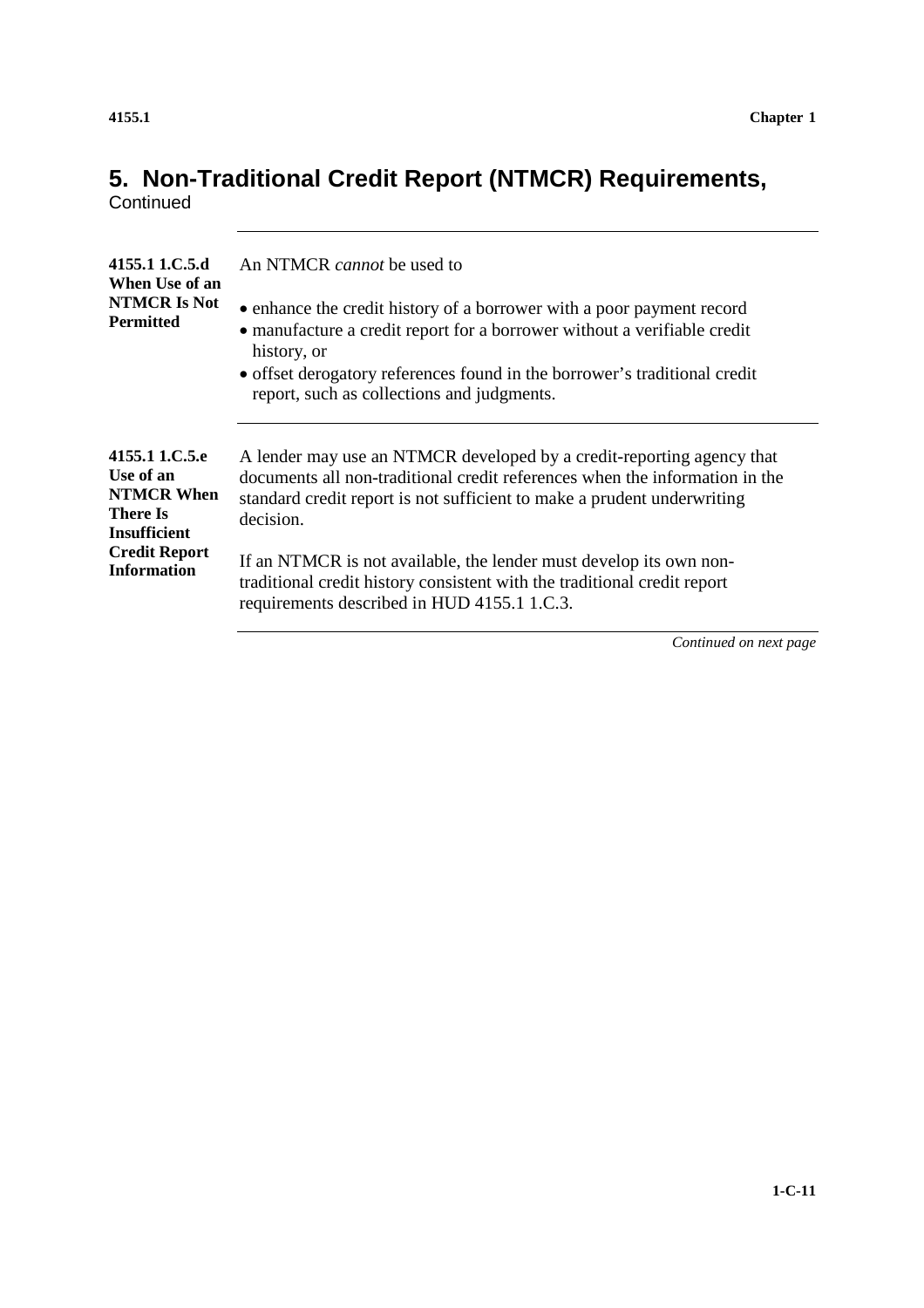## 5. Non-Traditional Credit Report (NTMCR) Requirements, Continued

**4155.1 1.C.5.d When Use of an NTMCR Is Not Permitted**

An NTMCR *cannot* be used to

- enhance the credit history of a borrower with a poor payment record
- manufacture a credit report for a borrower without a verifiable credit history, or
- offset derogatory references found in the borrower's traditional credit report, such as collections and judgments.

**4155.1 1.C.5.e Use of an NTMCR When There Is Insufficient Credit Report Information**

A lender may use an NTMCR developed by a credit-reporting agency that documents all non-traditional credit references when the information in the standard credit report is not sufficient to make a prudent underwriting decision.

If an NTMCR is not available, the lender must develop its own non-traditional credit history consistent with the traditional credit report requirements described in HUD 4155.1 1.C.3.

*Continued on next page*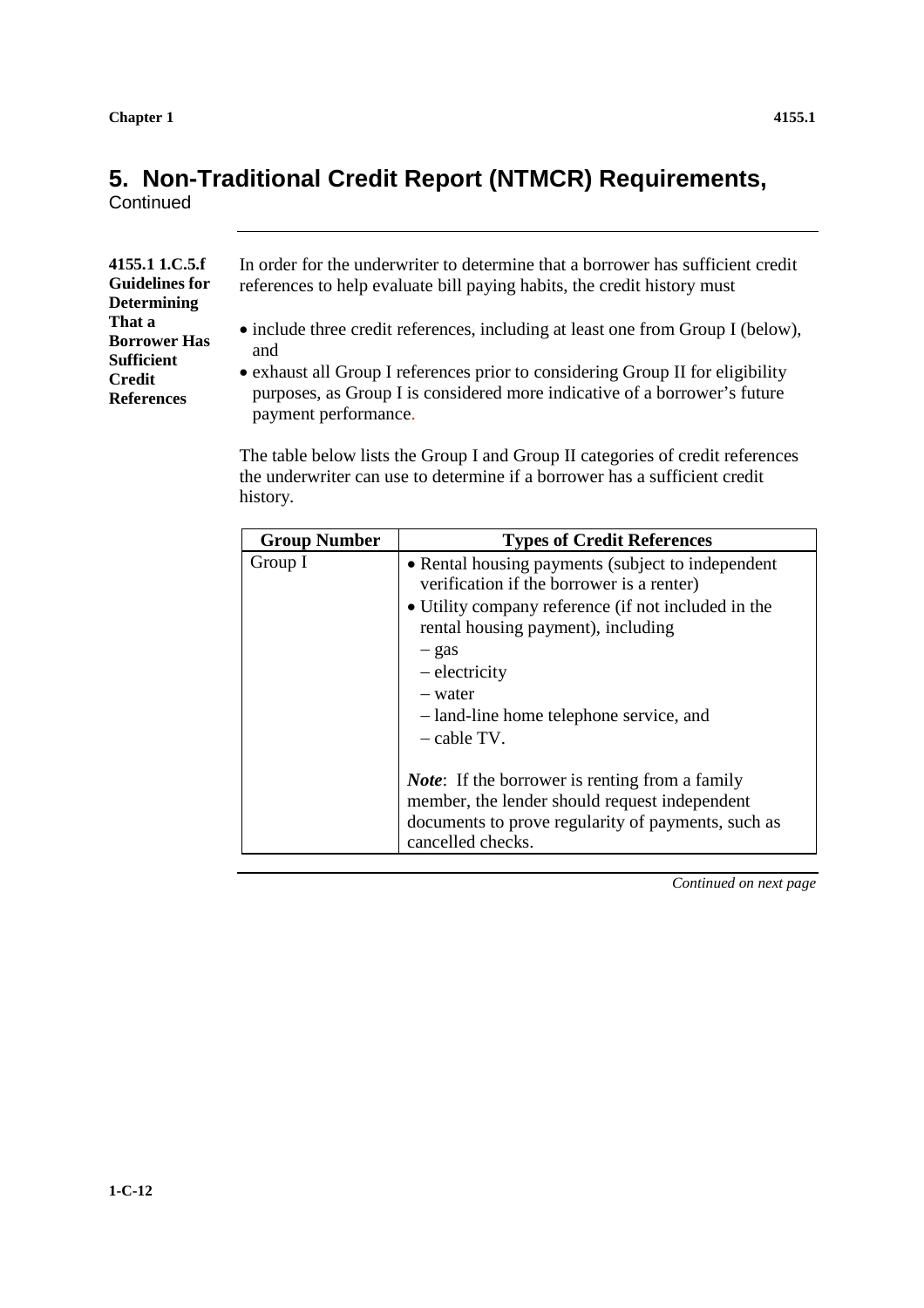## 5. Non-Traditional Credit Report (NTMCR) Requirements, Continued

**4155.1 1.C.5.f Guidelines for Determining That a Borrower Has Sufficient Credit References**

In order for the underwriter to determine that a borrower has sufficient credit references to help evaluate bill paying habits, the credit history must

- include three credit references, including at least one from Group I (below), and
- exhaust all Group I references prior to considering Group II for eligibility purposes, as Group I is considered more indicative of a borrower's future payment performance.

The table below lists the Group I and Group II categories of credit references the underwriter can use to determine if a borrower has a sufficient credit history.

| Group Number | Types of Credit References |
| --- | --- |
| Group I | • Rental housing payments (subject to independent verification if the borrower is a renter)<br>• Utility company reference (if not included in the rental housing payment), including<br>– gas<br>– electricity<br>– water<br>– land-line home telephone service, and<br>– cable TV.<br><br>*Note*: If the borrower is renting from a family member, the lender should request independent documents to prove regularity of payments, such as cancelled checks. |

*Continued on next page*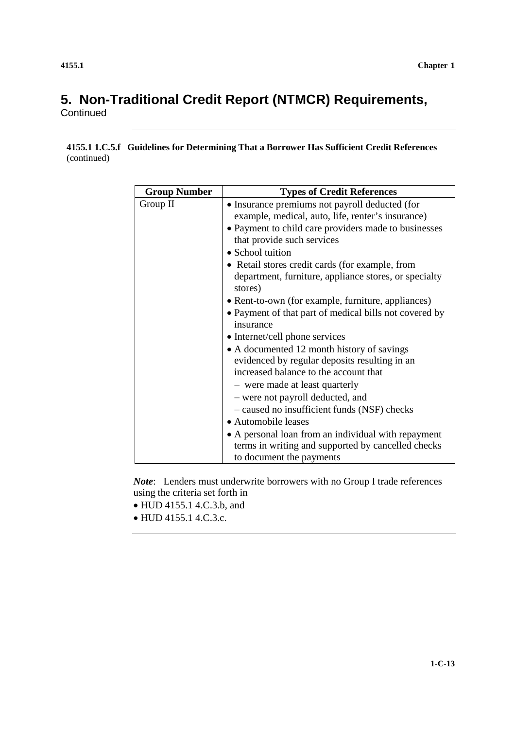# 5. Non-Traditional Credit Report (NTMCR) Requirements,
Continued

**4155.1 1.C.5.f Guidelines for Determining That a Borrower Has Sufficient Credit References** (continued)

| Group Number | Types of Credit References |
|---|---|
| Group II | • Insurance premiums not payroll deducted (for example, medical, auto, life, renter's insurance)<br>• Payment to child care providers made to businesses that provide such services<br>• School tuition<br>• Retail stores credit cards (for example, from department, furniture, appliance stores, or specialty stores)<br>• Rent-to-own (for example, furniture, appliances)<br>• Payment of that part of medical bills not covered by insurance<br>• Internet/cell phone services<br>• A documented 12 month history of savings evidenced by regular deposits resulting in an increased balance to the account that<br>– were made at least quarterly<br>– were not payroll deducted, and<br>– caused no insufficient funds (NSF) checks<br>• Automobile leases<br>• A personal loan from an individual with repayment terms in writing and supported by cancelled checks to document the payments |

*Note*: Lenders must underwrite borrowers with no Group I trade references using the criteria set forth in

- HUD 4155.1 4.C.3.b, and
- HUD 4155.1 4.C.3.c.